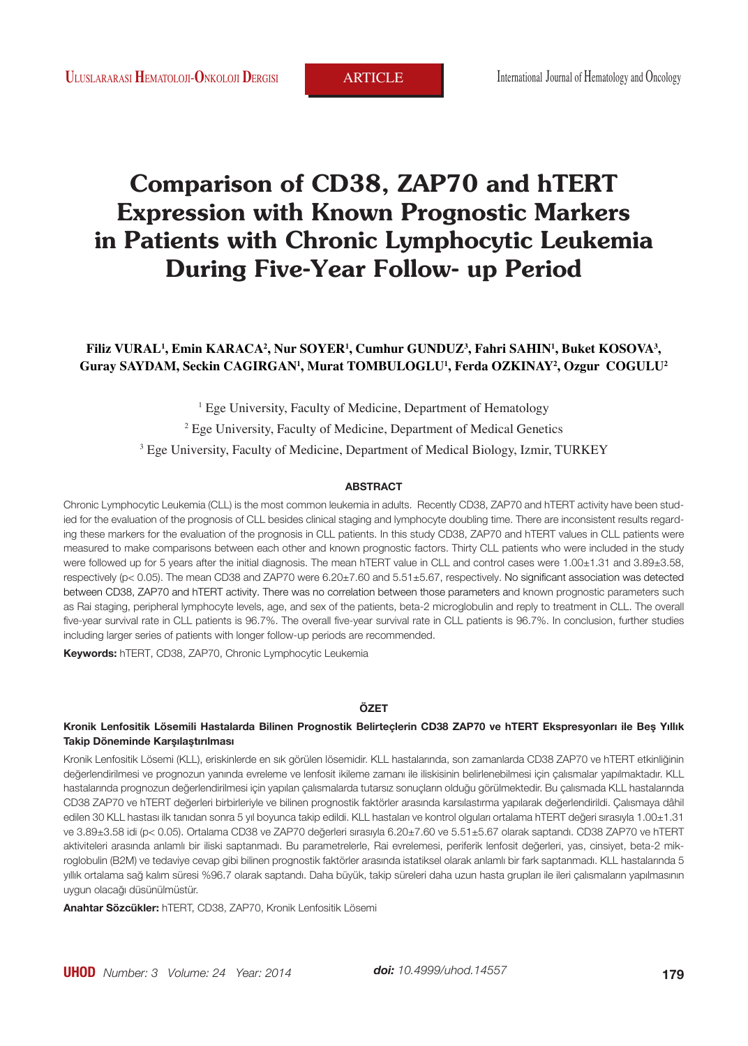ARTICLE

# Comparison of CD38, ZAP70 and hTERT Expression with Known Prognostic Markers in Patients with Chronic Lymphocytic Leukemia During Five-Year Follow- up Period

**Filiz VURAL[1], Emin KARACA[2], Nur SOYER[1], Cumhur GUNDUZ[3], Fahri SAHIN[1], Buket KOSOVA[3], Guray SAYDAM, Seckin CAGIRGAN[1], Murat TOMBULOGLU[1], Ferda OZKINAY[2], Ozgur COGULU[2]**

[1] Ege University, Faculty of Medicine, Department of Hematology

[2] Ege University, Faculty of Medicine, Department of Medical Genetics

[3] Ege University, Faculty of Medicine, Department of Medical Biology, Izmir, TURKEY

## ABSTRACT

Chronic Lymphocytic Leukemia (CLL) is the most common leukemia in adults. Recently CD38, ZAP70 and hTERT activity have been studied for the evaluation of the prognosis of CLL besides clinical staging and lymphocyte doubling time. There are inconsistent results regarding these markers for the evaluation of the prognosis in CLL patients. In this study CD38, ZAP70 and hTERT values in CLL patients were measured to make comparisons between each other and known prognostic factors. Thirty CLL patients who were included in the study were followed up for 5 years after the initial diagnosis. The mean hTERT value in CLL and control cases were 1.00±1.31 and 3.89±3.58, respectively ($p < 0.05$). The mean CD38 and ZAP70 were 6.20±7.60 and 5.51±5.67, respectively. No significant association was detected between CD38, ZAP70 and hTERT activity. There was no correlation between those parameters and known prognostic parameters such as Rai staging, peripheral lymphocyte levels, age, and sex of the patients, beta-2 microglobulin and reply to treatment in CLL. The overall five-year survival rate in CLL patients is 96.7%. The overall five-year survival rate in CLL patients is 96.7%. In conclusion, further studies including larger series of patients with longer follow-up periods are recommended.

**Keywords:** hTERT, CD38, ZAP70, Chronic Lymphocytic Leukemia

## ÖZET

**Kronik Lenfositik Lösemili Hastalarda Bilinen Prognostik Belirteçlerin CD38 ZAP70 ve hTERT Ekspresyonları ile Beş Yıllık Takip Döneminde Karşılaştırılması**

Kronik Lenfositik Lösemi (KLL), eriskinlerde en sık görülen lösemidir. KLL hastalarında, son zamanlarda CD38 ZAP70 ve hTERT etkinliğinin değerlendirilmesi ve prognozun yanında evreleme ve lenfosit ikileme zamanı ile iliskisinin belirlenebilmesi için çalısmalar yapılmaktadır. KLL hastalarında prognozun değerlendirilmesi için yapılan çalısmalarda tutarsız sonuçların olduğu görülmektedir. Bu çalısmada KLL hastalarında CD38 ZAP70 ve hTERT değerleri birbirleriyle ve bilinen prognostik faktörler arasında karsılastırma yapılarak değerlendirildi. Çalısmaya dâhil edilen 30 KLL hastası ilk tanıdan sonra 5 yıl boyunca takip edildi. KLL hastaları ve kontrol olguları ortalama hTERT değeri sırasıyla 1.00±1.31 ve 3.89±3.58 idi ($p < 0.05$). Ortalama CD38 ve ZAP70 değerleri sırasıyla 6.20±7.60 ve 5.51±5.67 olarak saptandı. CD38 ZAP70 ve hTERT aktiviteleri arasında anlamlı bir iliski saptanmadı. Bu parametrelerle, Rai evrelemesi, periferik lenfosit değerleri, yas, cinsiyet, beta-2 mikroglobulin (B2M) ve tedaviye cevap gibi bilinen prognostik faktörler arasında istatiksel olarak anlamlı bir fark saptanmadı. KLL hastalarında 5 yıllık ortalama sağ kalım süresi %96.7 olarak saptandı. Daha büyük, takip süreleri daha uzun hasta grupları ile ileri çalısmaların yapılmasının uygun olacağı düsünülmüstür.

**Anahtar Sözcükler:** hTERT, CD38, ZAP70, Kronik Lenfositik Lösemi

*doi: 10.4999/uhod.14557*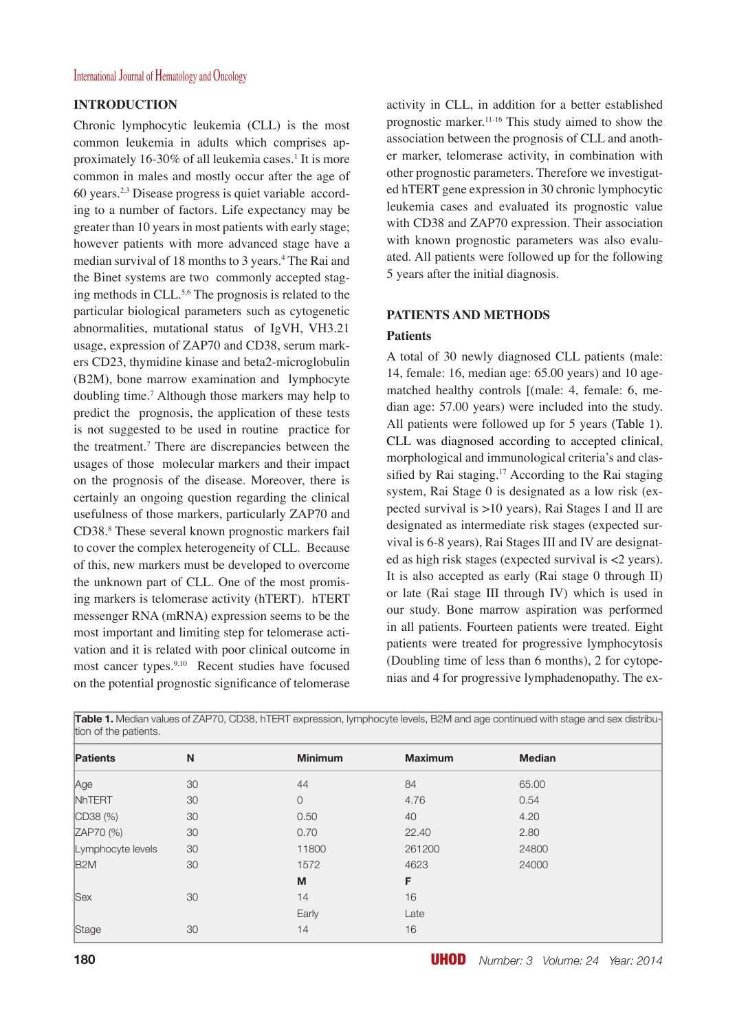## INTRODUCTION

Chronic lymphocytic leukemia (CLL) is the most common leukemia in adults which comprises approximately 16-30% of all leukemia cases.[1] It is more common in males and mostly occur after the age of 60 years.[2,3] Disease progress is quiet variable according to a number of factors. Life expectancy may be greater than 10 years in most patients with early stage; however patients with more advanced stage have a median survival of 18 months to 3 years.[4] The Rai and the Binet systems are two commonly accepted staging methods in CLL.[5,6] The prognosis is related to the particular biological parameters such as cytogenetic abnormalities, mutational status of IgVH, VH3.21 usage, expression of ZAP70 and CD38, serum markers CD23, thymidine kinase and beta2-microglobulin (B2M), bone marrow examination and lymphocyte doubling time.[7] Although those markers may help to predict the prognosis, the application of these tests is not suggested to be used in routine practice for the treatment.[7] There are discrepancies between the usages of those molecular markers and their impact on the prognosis of the disease. Moreover, there is certainly an ongoing question regarding the clinical usefulness of those markers, particularly ZAP70 and CD38.[8] These several known prognostic markers fail to cover the complex heterogeneity of CLL. Because of this, new markers must be developed to overcome the unknown part of CLL. One of the most promising markers is telomerase activity (hTERT). hTERT messenger RNA (mRNA) expression seems to be the most important and limiting step for telomerase activation and it is related with poor clinical outcome in most cancer types.[9,10] Recent studies have focused on the potential prognostic significance of telomerase activity in CLL, in addition for a better established prognostic marker.[11-16] This study aimed to show the association between the prognosis of CLL and another marker, telomerase activity, in combination with other prognostic parameters. Therefore we investigated hTERT gene expression in 30 chronic lymphocytic leukemia cases and evaluated its prognostic value with CD38 and ZAP70 expression. Their association with known prognostic parameters was also evaluated. All patients were followed up for the following 5 years after the initial diagnosis.

## PATIENTS AND METHODS

### Patients

A total of 30 newly diagnosed CLL patients (male: 14, female: 16, median age: 65.00 years) and 10 age-matched healthy controls [(male: 4, female: 6, median age: 57.00 years) were included into the study. All patients were followed up for 5 years (Table 1). CLL was diagnosed according to accepted clinical, morphological and immunological criteria's and classified by Rai staging.[17] According to the Rai staging system, Rai Stage 0 is designated as a low risk (expected survival is >10 years), Rai Stages I and II are designated as intermediate risk stages (expected survival is 6-8 years), Rai Stages III and IV are designated as high risk stages (expected survival is <2 years). It is also accepted as early (Rai stage 0 through II) or late (Rai stage III through IV) which is used in our study. Bone marrow aspiration was performed in all patients. Fourteen patients were treated. Eight patients were treated for progressive lymphocytosis (Doubling time of less than 6 months), 2 for cytopenias and 4 for progressive lymphadenopathy. The ex-

**Table 1.** Median values of ZAP70, CD38, hTERT expression, lymphocyte levels, B2M and age continued with stage and sex distribution of the patients.

| Patients | N | Minimum | Maximum | Median |
|---|---|---|---|---|
| Age | 30 | 44 | 84 | 65.00 |
| NhTERT | 30 | 0 | 4.76 | 0.54 |
| CD38 (%) | 30 | 0.50 | 40 | 4.20 |
| ZAP70 (%) | 30 | 0.70 | 22.40 | 2.80 |
| Lymphocyte levels | 30 | 11800 | 261200 | 24800 |
| B2M | 30 | 1572 | 4623 | 24000 |
| | | **M** | **F** | |
| Sex | 30 | 14 | 16 | |
| | | Early | Late | |
| Stage | 30 | 14 | 16 | |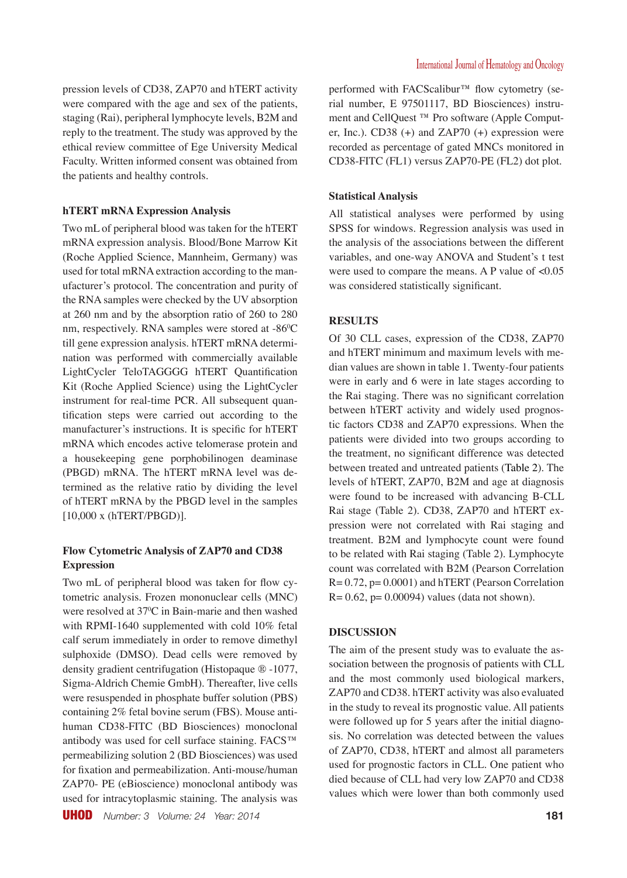pression levels of CD38, ZAP70 and hTERT activity were compared with the age and sex of the patients, staging (Rai), peripheral lymphocyte levels, B2M and reply to the treatment. The study was approved by the ethical review committee of Ege University Medical Faculty. Written informed consent was obtained from the patients and healthy controls.

### hTERT mRNA Expression Analysis

Two mL of peripheral blood was taken for the hTERT mRNA expression analysis. Blood/Bone Marrow Kit (Roche Applied Science, Mannheim, Germany) was used for total mRNA extraction according to the manufacturer's protocol. The concentration and purity of the RNA samples were checked by the UV absorption at 260 nm and by the absorption ratio of 260 to 280 nm, respectively. RNA samples were stored at -86$^0$C till gene expression analysis. hTERT mRNA determination was performed with commercially available LightCycler TeloTAGGGG hTERT Quantification Kit (Roche Applied Science) using the LightCycler instrument for real-time PCR. All subsequent quantification steps were carried out according to the manufacturer's instructions. It is specific for hTERT mRNA which encodes active telomerase protein and a housekeeping gene porphobilinogen deaminase (PBGD) mRNA. The hTERT mRNA level was determined as the relative ratio by dividing the level of hTERT mRNA by the PBGD level in the samples [10,000 x (hTERT/PBGD)].

### Flow Cytometric Analysis of ZAP70 and CD38 Expression

Two mL of peripheral blood was taken for flow cytometric analysis. Frozen mononuclear cells (MNC) were resolved at 37$^0$C in Bain-marie and then washed with RPMI-1640 supplemented with cold 10% fetal calf serum immediately in order to remove dimethyl sulphoxide (DMSO). Dead cells were removed by density gradient centrifugation (Histopaque ® -1077, Sigma-Aldrich Chemie GmbH). Thereafter, live cells were resuspended in phosphate buffer solution (PBS) containing 2% fetal bovine serum (FBS). Mouse anti-human CD38-FITC (BD Biosciences) monoclonal antibody was used for cell surface staining. FACS™ permeabilizing solution 2 (BD Biosciences) was used for fixation and permeabilization. Anti-mouse/human ZAP70- PE (eBioscience) monoclonal antibody was used for intracytoplasmic staining. The analysis was performed with FACScalibur™ flow cytometry (serial number, E 97501117, BD Biosciences) instrument and CellQuest ™ Pro software (Apple Computer, Inc.). CD38 (+) and ZAP70 (+) expression were recorded as percentage of gated MNCs monitored in CD38-FITC (FL1) versus ZAP70-PE (FL2) dot plot.

### Statistical Analysis

All statistical analyses were performed by using SPSS for windows. Regression analysis was used in the analysis of the associations between the different variables, and one-way ANOVA and Student's t test were used to compare the means. A P value of <0.05 was considered statistically significant.

## RESULTS

Of 30 CLL cases, expression of the CD38, ZAP70 and hTERT minimum and maximum levels with median values are shown in table 1. Twenty-four patients were in early and 6 were in late stages according to the Rai staging. There was no significant correlation between hTERT activity and widely used prognostic factors CD38 and ZAP70 expressions. When the patients were divided into two groups according to the treatment, no significant difference was detected between treated and untreated patients (Table 2). The levels of hTERT, ZAP70, B2M and age at diagnosis were found to be increased with advancing B-CLL Rai stage (Table 2). CD38, ZAP70 and hTERT expression were not correlated with Rai staging and treatment. B2M and lymphocyte count were found to be related with Rai staging (Table 2). Lymphocyte count was correlated with B2M (Pearson Correlation R= 0.72, p= 0.0001) and hTERT (Pearson Correlation R= 0.62, p= 0.00094) values (data not shown).

## DISCUSSION

The aim of the present study was to evaluate the association between the prognosis of patients with CLL and the most commonly used biological markers, ZAP70 and CD38. hTERT activity was also evaluated in the study to reveal its prognostic value. All patients were followed up for 5 years after the initial diagnosis. No correlation was detected between the values of ZAP70, CD38, hTERT and almost all parameters used for prognostic factors in CLL. One patient who died because of CLL had very low ZAP70 and CD38 values which were lower than both commonly used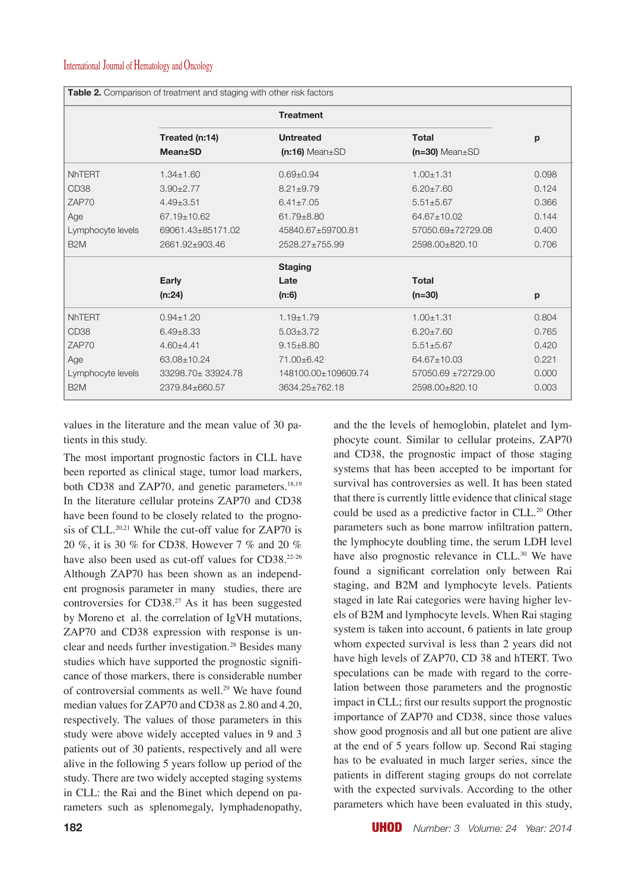Table 2. Comparison of treatment and staging with other risk factors

| | Treatment | | | |
|---|---|---|---|---|
| | Treated (n:14) Mean±SD | Untreated (n:16) Mean±SD | Total (n=30) Mean±SD | p |
| NhTERT | 1.34±1.60 | 0.69±0.94 | 1.00±1.31 | 0.098 |
| CD38 | 3.90±2.77 | 8.21±9.79 | 6.20±7.60 | 0.124 |
| ZAP70 | 4.49±3.51 | 6.41±7.05 | 5.51±5.67 | 0.366 |
| Age | 67.19±10.62 | 61.79±8.80 | 64.67±10.02 | 0.144 |
| Lymphocyte levels | 69061.43±85171.02 | 45840.67±59700.81 | 57050.69±72729.08 | 0.400 |
| B2M | 2661.92±903.46 | 2528.27±755.99 | 2598.00±820.10 | 0.706 |
| | Staging | | | |
| | Early (n:24) | Late (n:6) | Total (n=30) | p |
| NhTERT | 0.94±1.20 | 1.19±1.79 | 1.00±1.31 | 0.804 |
| CD38 | 6.49±8.33 | 5.03±3.72 | 6.20±7.60 | 0.765 |
| ZAP70 | 4.60±4.41 | 9.15±8.80 | 5.51±5.67 | 0.420 |
| Age | 63.08±10.24 | 71.00±6.42 | 64.67±10.03 | 0.221 |
| Lymphocyte levels | 33298.70± 33924.78 | 148100.00±109609.74 | 57050.69 ±72729.00 | 0.000 |
| B2M | 2379.84±660.57 | 3634.25±762.18 | 2598.00±820.10 | 0.003 |

values in the literature and the mean value of 30 patients in this study.

The most important prognostic factors in CLL have been reported as clinical stage, tumor load markers, both CD38 and ZAP70, and genetic parameters.[18,19] In the literature cellular proteins ZAP70 and CD38 have been found to be closely related to the prognosis of CLL.[20,21] While the cut-off value for ZAP70 is 20 %, it is 30 % for CD38. However 7 % and 20 % have also been used as cut-off values for CD38.[22-26] Although ZAP70 has been shown as an independent prognosis parameter in many studies, there are controversies for CD38.[27] As it has been suggested by Moreno et al. the correlation of IgVH mutations, ZAP70 and CD38 expression with response is unclear and needs further investigation.[28] Besides many studies which have supported the prognostic significance of those markers, there is considerable number of controversial comments as well.[29] We have found median values for ZAP70 and CD38 as 2.80 and 4.20, respectively. The values of those parameters in this study were above widely accepted values in 9 and 3 patients out of 30 patients, respectively and all were alive in the following 5 years follow up period of the study. There are two widely accepted staging systems in CLL: the Rai and the Binet which depend on parameters such as splenomegaly, lymphadenopathy, and the the levels of hemoglobin, platelet and lymphocyte count. Similar to cellular proteins, ZAP70 and CD38, the prognostic impact of those staging systems that has been accepted to be important for survival has controversies as well. It has been stated that there is currently little evidence that clinical stage could be used as a predictive factor in CLL.[20] Other parameters such as bone marrow infiltration pattern, the lymphocyte doubling time, the serum LDH level have also prognostic relevance in CLL.[30] We have found a significant correlation only between Rai staging, and B2M and lymphocyte levels. Patients staged in late Rai categories were having higher levels of B2M and lymphocyte levels. When Rai staging system is taken into account, 6 patients in late group whom expected survival is less than 2 years did not have high levels of ZAP70, CD 38 and hTERT. Two speculations can be made with regard to the correlation between those parameters and the prognostic impact in CLL; first our results support the prognostic importance of ZAP70 and CD38, since those values show good prognosis and all but one patient are alive at the end of 5 years follow up. Second Rai staging has to be evaluated in much larger series, since the patients in different staging groups do not correlate with the expected survivals. According to the other parameters which have been evaluated in this study,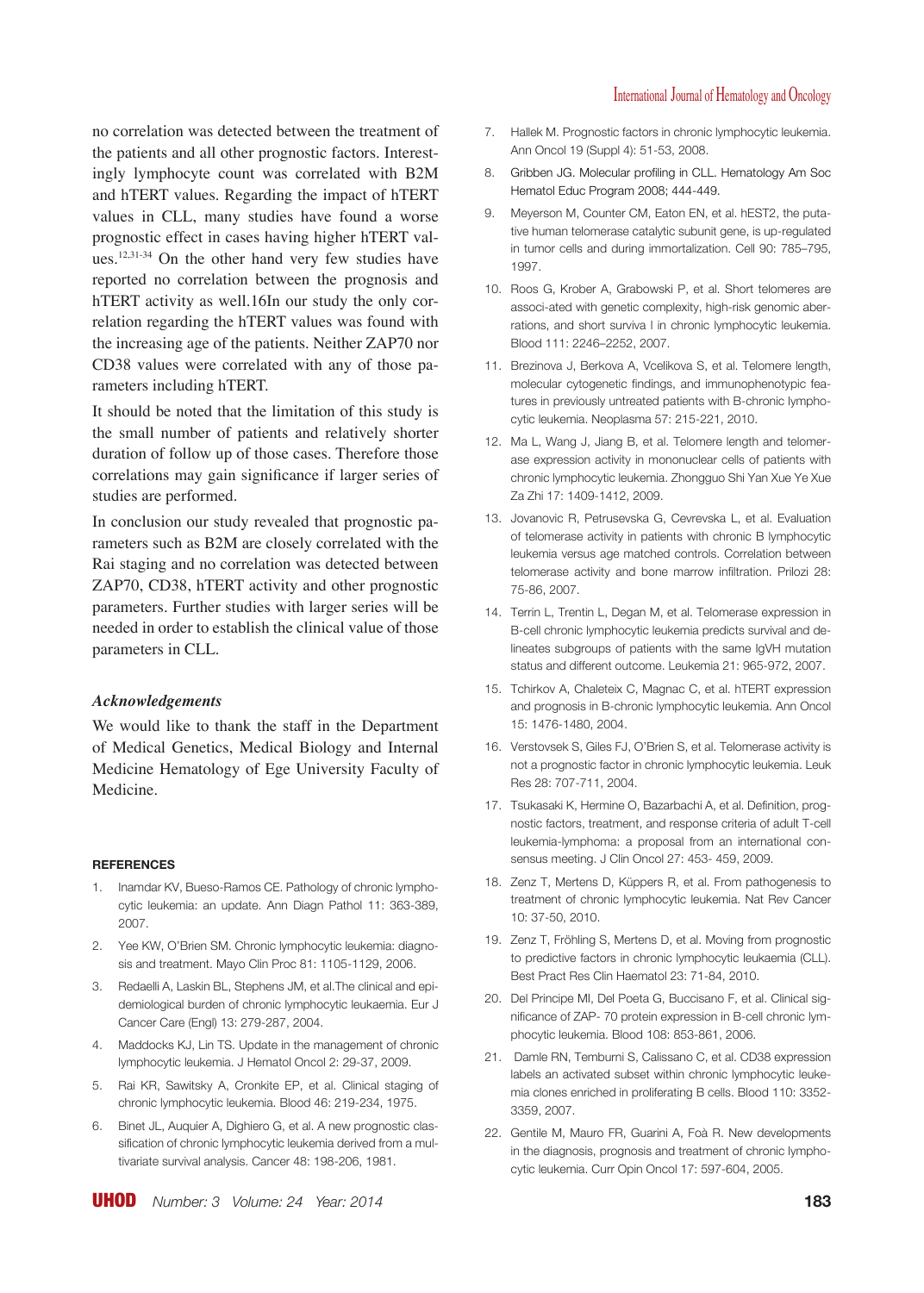no correlation was detected between the treatment of the patients and all other prognostic factors. Interestingly lymphocyte count was correlated with B2M and hTERT values. Regarding the impact of hTERT values in CLL, many studies have found a worse prognostic effect in cases having higher hTERT values.[12,31-34] On the other hand very few studies have reported no correlation between the prognosis and hTERT activity as well.16In our study the only correlation regarding the hTERT values was found with the increasing age of the patients. Neither ZAP70 nor CD38 values were correlated with any of those parameters including hTERT.

It should be noted that the limitation of this study is the small number of patients and relatively shorter duration of follow up of those cases. Therefore those correlations may gain significance if larger series of studies are performed.

In conclusion our study revealed that prognostic parameters such as B2M are closely correlated with the Rai staging and no correlation was detected between ZAP70, CD38, hTERT activity and other prognostic parameters. Further studies with larger series will be needed in order to establish the clinical value of those parameters in CLL.

### *Acknowledgements*

We would like to thank the staff in the Department of Medical Genetics, Medical Biology and Internal Medicine Hematology of Ege University Faculty of Medicine.

#### REFERENCES

1. Inamdar KV, Bueso-Ramos CE. Pathology of chronic lymphocytic leukemia: an update. Ann Diagn Pathol 11: 363-389, 2007.
2. Yee KW, O'Brien SM. Chronic lymphocytic leukemia: diagnosis and treatment. Mayo Clin Proc 81: 1105-1129, 2006.
3. Redaelli A, Laskin BL, Stephens JM, et al.The clinical and epidemiological burden of chronic lymphocytic leukaemia. Eur J Cancer Care (Engl) 13: 279-287, 2004.
4. Maddocks KJ, Lin TS. Update in the management of chronic lymphocytic leukemia. J Hematol Oncol 2: 29-37, 2009.
5. Rai KR, Sawitsky A, Cronkite EP, et al. Clinical staging of chronic lymphocytic leukemia. Blood 46: 219-234, 1975.
6. Binet JL, Auquier A, Dighiero G, et al. A new prognostic classification of chronic lymphocytic leukemia derived from a multivariate survival analysis. Cancer 48: 198-206, 1981.
7. Hallek M. Prognostic factors in chronic lymphocytic leukemia. Ann Oncol 19 (Suppl 4): 51-53, 2008.
8. Gribben JG. Molecular profiling in CLL. Hematology Am Soc Hematol Educ Program 2008; 444-449.
9. Meyerson M, Counter CM, Eaton EN, et al. hEST2, the putative human telomerase catalytic subunit gene, is up-regulated in tumor cells and during immortalization. Cell 90: 785–795, 1997.
10. Roos G, Krober A, Grabowski P, et al. Short telomeres are associ-ated with genetic complexity, high-risk genomic aberrations, and short surviva l in chronic lymphocytic leukemia. Blood 111: 2246–2252, 2007.
11. Brezinova J, Berkova A, Vcelikova S, et al. Telomere length, molecular cytogenetic findings, and immunophenotypic features in previously untreated patients with B-chronic lymphocytic leukemia. Neoplasma 57: 215-221, 2010.
12. Ma L, Wang J, Jiang B, et al. Telomere length and telomerase expression activity in mononuclear cells of patients with chronic lymphocytic leukemia. Zhongguo Shi Yan Xue Ye Xue Za Zhi 17: 1409-1412, 2009.
13. Jovanovic R, Petrusevska G, Cevrevska L, et al. Evaluation of telomerase activity in patients with chronic B lymphocytic leukemia versus age matched controls. Correlation between telomerase activity and bone marrow infiltration. Prilozi 28: 75-86, 2007.
14. Terrin L, Trentin L, Degan M, et al. Telomerase expression in B-cell chronic lymphocytic leukemia predicts survival and delineates subgroups of patients with the same IgVH mutation status and different outcome. Leukemia 21: 965-972, 2007.
15. Tchirkov A, Chaleteix C, Magnac C, et al. hTERT expression and prognosis in B-chronic lymphocytic leukemia. Ann Oncol 15: 1476-1480, 2004.
16. Verstovsek S, Giles FJ, O'Brien S, et al. Telomerase activity is not a prognostic factor in chronic lymphocytic leukemia. Leuk Res 28: 707-711, 2004.
17. Tsukasaki K, Hermine O, Bazarbachi A, et al. Definition, prognostic factors, treatment, and response criteria of adult T-cell leukemia-lymphoma: a proposal from an international consensus meeting. J Clin Oncol 27: 453- 459, 2009.
18. Zenz T, Mertens D, Küppers R, et al. From pathogenesis to treatment of chronic lymphocytic leukemia. Nat Rev Cancer 10: 37-50, 2010.
19. Zenz T, Fröhling S, Mertens D, et al. Moving from prognostic to predictive factors in chronic lymphocytic leukaemia (CLL). Best Pract Res Clin Haematol 23: 71-84, 2010.
20. Del Principe MI, Del Poeta G, Buccisano F, et al. Clinical significance of ZAP- 70 protein expression in B-cell chronic lymphocytic leukemia. Blood 108: 853-861, 2006.
21. Damle RN, Temburni S, Calissano C, et al. CD38 expression labels an activated subset within chronic lymphocytic leukemia clones enriched in proliferating B cells. Blood 110: 3352-3359, 2007.
22. Gentile M, Mauro FR, Guarini A, Foà R. New developments in the diagnosis, prognosis and treatment of chronic lymphocytic leukemia. Curr Opin Oncol 17: 597-604, 2005.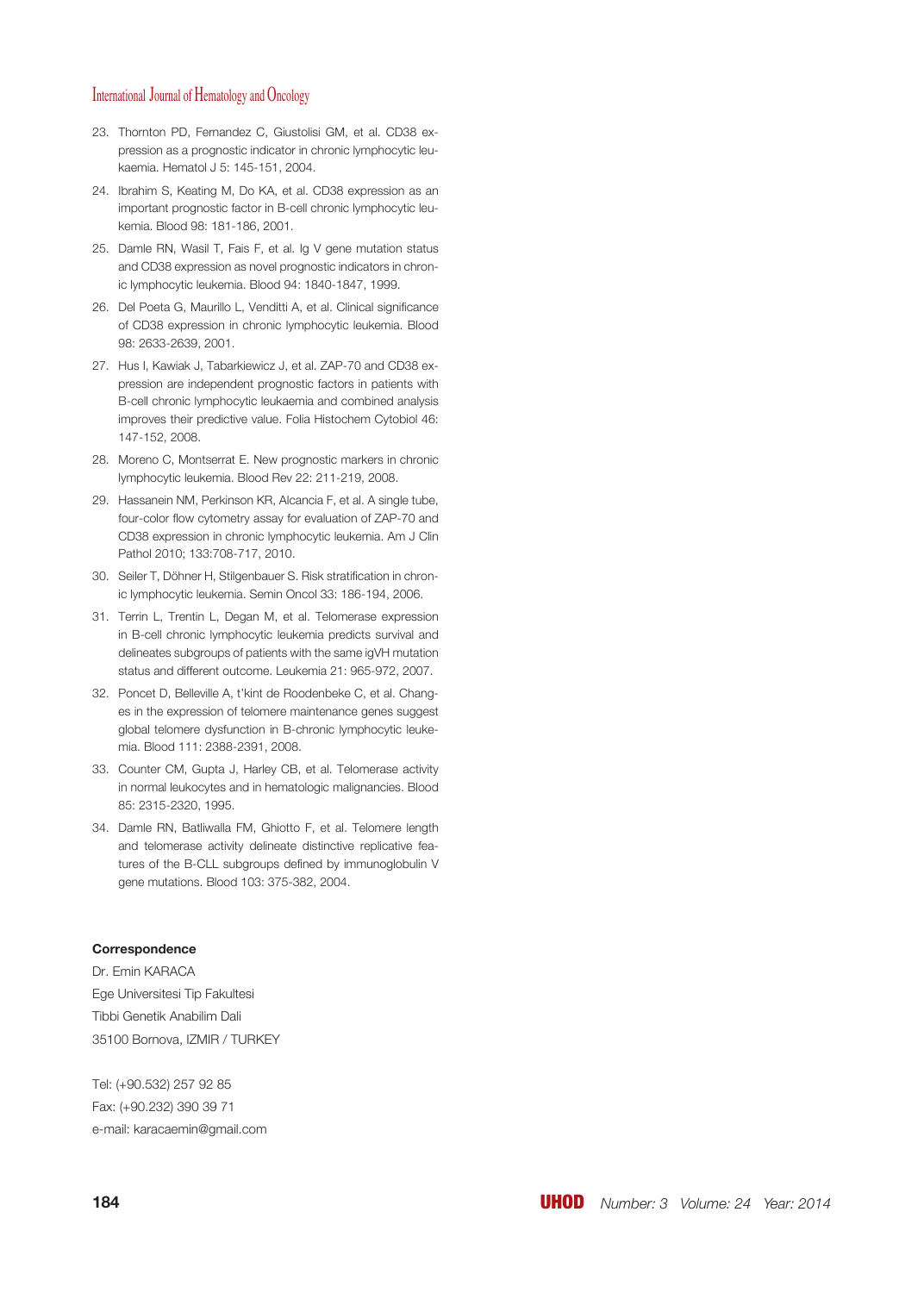23. Thornton PD, Fernandez C, Giustolisi GM, et al. CD38 expression as a prognostic indicator in chronic lymphocytic leukaemia. Hematol J 5: 145-151, 2004.
24. Ibrahim S, Keating M, Do KA, et al. CD38 expression as an important prognostic factor in B-cell chronic lymphocytic leukemia. Blood 98: 181-186, 2001.
25. Damle RN, Wasil T, Fais F, et al. Ig V gene mutation status and CD38 expression as novel prognostic indicators in chronic lymphocytic leukemia. Blood 94: 1840-1847, 1999.
26. Del Poeta G, Maurillo L, Venditti A, et al. Clinical significance of CD38 expression in chronic lymphocytic leukemia. Blood 98: 2633-2639, 2001.
27. Hus I, Kawiak J, Tabarkiewicz J, et al. ZAP-70 and CD38 expression are independent prognostic factors in patients with B-cell chronic lymphocytic leukaemia and combined analysis improves their predictive value. Folia Histochem Cytobiol 46: 147-152, 2008.
28. Moreno C, Montserrat E. New prognostic markers in chronic lymphocytic leukemia. Blood Rev 22: 211-219, 2008.
29. Hassanein NM, Perkinson KR, Alcancia F, et al. A single tube, four-color flow cytometry assay for evaluation of ZAP-70 and CD38 expression in chronic lymphocytic leukemia. Am J Clin Pathol 2010; 133:708-717, 2010.
30. Seiler T, Döhner H, Stilgenbauer S. Risk stratification in chronic lymphocytic leukemia. Semin Oncol 33: 186-194, 2006.
31. Terrin L, Trentin L, Degan M, et al. Telomerase expression in B-cell chronic lymphocytic leukemia predicts survival and delineates subgroups of patients with the same igVH mutation status and different outcome. Leukemia 21: 965-972, 2007.
32. Poncet D, Belleville A, t'kint de Roodenbeke C, et al. Changes in the expression of telomere maintenance genes suggest global telomere dysfunction in B-chronic lymphocytic leukemia. Blood 111: 2388-2391, 2008.
33. Counter CM, Gupta J, Harley CB, et al. Telomerase activity in normal leukocytes and in hematologic malignancies. Blood 85: 2315-2320, 1995.
34. Damle RN, Batliwalla FM, Ghiotto F, et al. Telomere length and telomerase activity delineate distinctive replicative features of the B-CLL subgroups defined by immunoglobulin V gene mutations. Blood 103: 375-382, 2004.

**Correspondence**

Dr. Emin KARACA
Ege Universitesi Tip Fakultesi
Tibbi Genetik Anabilim Dali
35100 Bornova, IZMIR / TURKEY

Tel: (+90.532) 257 92 85
Fax: (+90.232) 390 39 71
e-mail: karacaemin@gmail.com